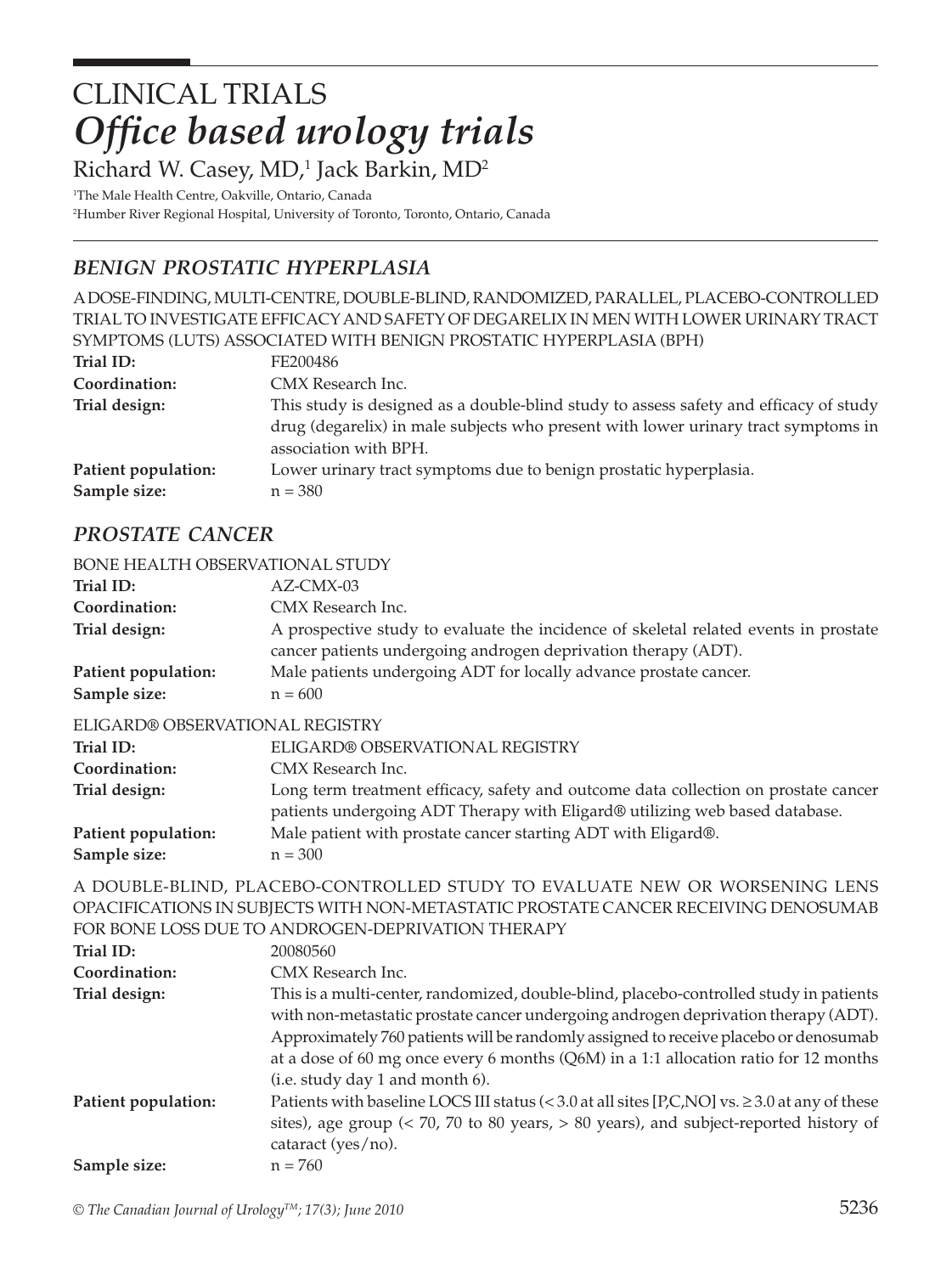# CLINICAL TRIALS
# *Office based urology trials*

Richard W. Casey, MD,[1] Jack Barkin, MD[2]

[1]The Male Health Centre, Oakville, Ontario, Canada
[2]Humber River Regional Hospital, University of Toronto, Toronto, Ontario, Canada

## *BENIGN PROSTATIC HYPERPLASIA*

A DOSE-FINDING, MULTI-CENTRE, DOUBLE-BLIND, RANDOMIZED, PARALLEL, PLACEBO-CONTROLLED TRIAL TO INVESTIGATE EFFICACY AND SAFETY OF DEGARELIX IN MEN WITH LOWER URINARY TRACT SYMPTOMS (LUTS) ASSOCIATED WITH BENIGN PROSTATIC HYPERPLASIA (BPH)

**Trial ID:** FE200486
**Coordination:** CMX Research Inc.
**Trial design:** This study is designed as a double-blind study to assess safety and efficacy of study drug (degarelix) in male subjects who present with lower urinary tract symptoms in association with BPH.
**Patient population:** Lower urinary tract symptoms due to benign prostatic hyperplasia.
**Sample size:** n = 380

## *PROSTATE CANCER*

BONE HEALTH OBSERVATIONAL STUDY

**Trial ID:** AZ-CMX-03
**Coordination:** CMX Research Inc.
**Trial design:** A prospective study to evaluate the incidence of skeletal related events in prostate cancer patients undergoing androgen deprivation therapy (ADT).
**Patient population:** Male patients undergoing ADT for locally advance prostate cancer.
**Sample size:** n = 600

ELIGARD® OBSERVATIONAL REGISTRY

**Trial ID:** ELIGARD® OBSERVATIONAL REGISTRY
**Coordination:** CMX Research Inc.
**Trial design:** Long term treatment efficacy, safety and outcome data collection on prostate cancer patients undergoing ADT Therapy with Eligard® utilizing web based database.
**Patient population:** Male patient with prostate cancer starting ADT with Eligard®.
**Sample size:** n = 300

A DOUBLE-BLIND, PLACEBO-CONTROLLED STUDY TO EVALUATE NEW OR WORSENING LENS OPACIFICATIONS IN SUBJECTS WITH NON-METASTATIC PROSTATE CANCER RECEIVING DENOSUMAB FOR BONE LOSS DUE TO ANDROGEN-DEPRIVATION THERAPY

**Trial ID:** 20080560
**Coordination:** CMX Research Inc.
**Trial design:** This is a multi-center, randomized, double-blind, placebo-controlled study in patients with non-metastatic prostate cancer undergoing androgen deprivation therapy (ADT). Approximately 760 patients will be randomly assigned to receive placebo or denosumab at a dose of 60 mg once every 6 months (Q6M) in a 1:1 allocation ratio for 12 months (i.e. study day 1 and month 6).
**Patient population:** Patients with baseline LOCS III status (< 3.0 at all sites [P,C,NO] vs. ≥ 3.0 at any of these sites), age group (< 70, 70 to 80 years, > 80 years), and subject-reported history of cataract (yes/no).
**Sample size:** n = 760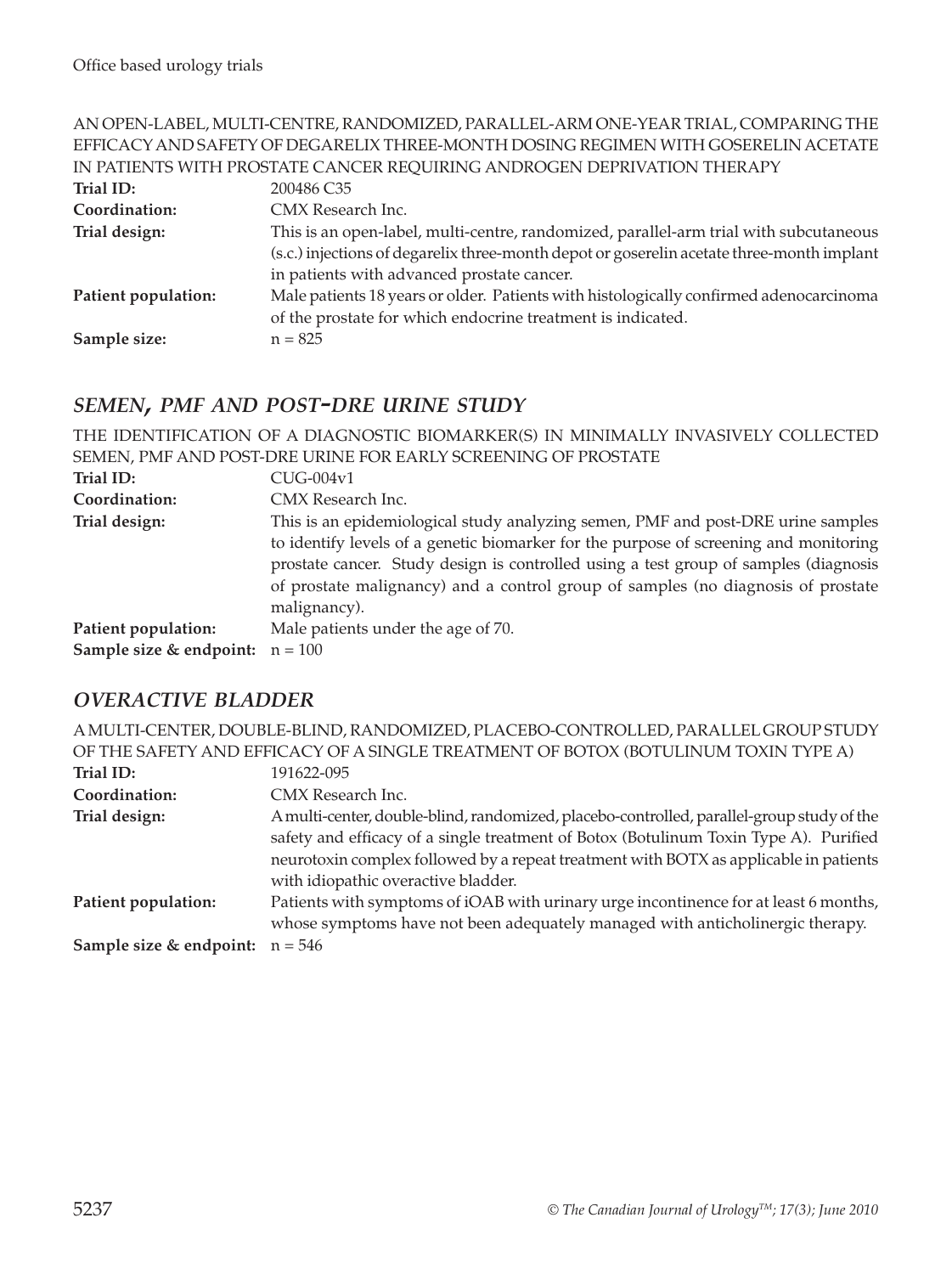AN OPEN-LABEL, MULTI-CENTRE, RANDOMIZED, PARALLEL-ARM ONE-YEAR TRIAL, COMPARING THE EFFICACY AND SAFETY OF DEGARELIX THREE-MONTH DOSING REGIMEN WITH GOSERELIN ACETATE IN PATIENTS WITH PROSTATE CANCER REQUIRING ANDROGEN DEPRIVATION THERAPY

**Trial ID:** 200486 C35

**Coordination:** CMX Research Inc.

**Trial design:** This is an open-label, multi-centre, randomized, parallel-arm trial with subcutaneous (s.c.) injections of degarelix three-month depot or goserelin acetate three-month implant in patients with advanced prostate cancer.

**Patient population:** Male patients 18 years or older. Patients with histologically confirmed adenocarcinoma of the prostate for which endocrine treatment is indicated.

**Sample size:** n = 825

## *SEMEN, PMF AND POST-DRE URINE STUDY*

THE IDENTIFICATION OF A DIAGNOSTIC BIOMARKER(S) IN MINIMALLY INVASIVELY COLLECTED SEMEN, PMF AND POST-DRE URINE FOR EARLY SCREENING OF PROSTATE

**Trial ID:** CUG-004v1

**Coordination:** CMX Research Inc.

**Trial design:** This is an epidemiological study analyzing semen, PMF and post-DRE urine samples to identify levels of a genetic biomarker for the purpose of screening and monitoring prostate cancer. Study design is controlled using a test group of samples (diagnosis of prostate malignancy) and a control group of samples (no diagnosis of prostate malignancy).

**Patient population:** Male patients under the age of 70.

**Sample size & endpoint:** n = 100

## *OVERACTIVE BLADDER*

A MULTI-CENTER, DOUBLE-BLIND, RANDOMIZED, PLACEBO-CONTROLLED, PARALLEL GROUP STUDY OF THE SAFETY AND EFFICACY OF A SINGLE TREATMENT OF BOTOX (BOTULINUM TOXIN TYPE A)

**Trial ID:** 191622-095

**Coordination:** CMX Research Inc.

**Trial design:** A multi-center, double-blind, randomized, placebo-controlled, parallel-group study of the safety and efficacy of a single treatment of Botox (Botulinum Toxin Type A). Purified neurotoxin complex followed by a repeat treatment with BOTX as applicable in patients with idiopathic overactive bladder.

**Patient population:** Patients with symptoms of iOAB with urinary urge incontinence for at least 6 months, whose symptoms have not been adequately managed with anticholinergic therapy.

**Sample size & endpoint:** n = 546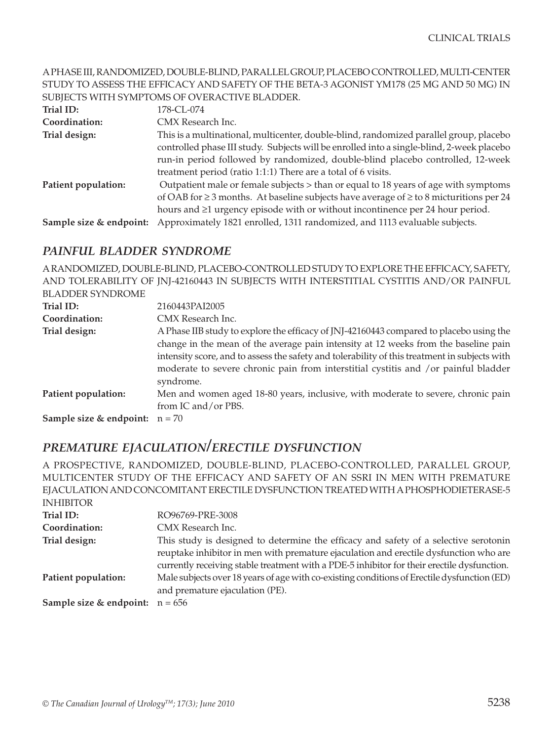A PHASE III, RANDOMIZED, DOUBLE-BLIND, PARALLEL GROUP, PLACEBO CONTROLLED, MULTI-CENTER STUDY TO ASSESS THE EFFICACY AND SAFETY OF THE BETA-3 AGONIST YM178 (25 MG AND 50 MG) IN SUBJECTS WITH SYMPTOMS OF OVERACTIVE BLADDER.

**Trial ID:** 178-CL-074

**Coordination:** CMX Research Inc.

**Trial design:** This is a multinational, multicenter, double-blind, randomized parallel group, placebo controlled phase III study. Subjects will be enrolled into a single-blind, 2-week placebo run-in period followed by randomized, double-blind placebo controlled, 12-week treatment period (ratio 1:1:1) There are a total of 6 visits.

**Patient population:** Outpatient male or female subjects > than or equal to 18 years of age with symptoms of OAB for ≥ 3 months. At baseline subjects have average of ≥ to 8 micturitions per 24 hours and ≥1 urgency episode with or without incontinence per 24 hour period.

**Sample size & endpoint:** Approximately 1821 enrolled, 1311 randomized, and 1113 evaluable subjects.

## *PAINFUL BLADDER SYNDROME*

A RANDOMIZED, DOUBLE-BLIND, PLACEBO-CONTROLLED STUDY TO EXPLORE THE EFFICACY, SAFETY, AND TOLERABILITY OF JNJ-42160443 IN SUBJECTS WITH INTERSTITIAL CYSTITIS AND/OR PAINFUL BLADDER SYNDROME

**Trial ID:** 2160443PAI2005

**Coordination:** CMX Research Inc.

**Trial design:** A Phase IIB study to explore the efficacy of JNJ-42160443 compared to placebo using the change in the mean of the average pain intensity at 12 weeks from the baseline pain intensity score, and to assess the safety and tolerability of this treatment in subjects with moderate to severe chronic pain from interstitial cystitis and /or painful bladder syndrome.

**Patient population:** Men and women aged 18-80 years, inclusive, with moderate to severe, chronic pain from IC and/or PBS.

**Sample size & endpoint:** n = 70

## *PREMATURE EJACULATION/ERECTILE DYSFUNCTION*

A PROSPECTIVE, RANDOMIZED, DOUBLE-BLIND, PLACEBO-CONTROLLED, PARALLEL GROUP, MULTICENTER STUDY OF THE EFFICACY AND SAFETY OF AN SSRI IN MEN WITH PREMATURE EJACULATION AND CONCOMITANT ERECTILE DYSFUNCTION TREATED WITH A PHOSPHODIETERASE-5 INHIBITOR

**Trial ID:** RO96769-PRE-3008

**Coordination:** CMX Research Inc.

**Trial design:** This study is designed to determine the efficacy and safety of a selective serotonin reuptake inhibitor in men with premature ejaculation and erectile dysfunction who are currently receiving stable treatment with a PDE-5 inhibitor for their erectile dysfunction.

**Patient population:** Male subjects over 18 years of age with co-existing conditions of Erectile dysfunction (ED) and premature ejaculation (PE).

**Sample size & endpoint:** n = 656